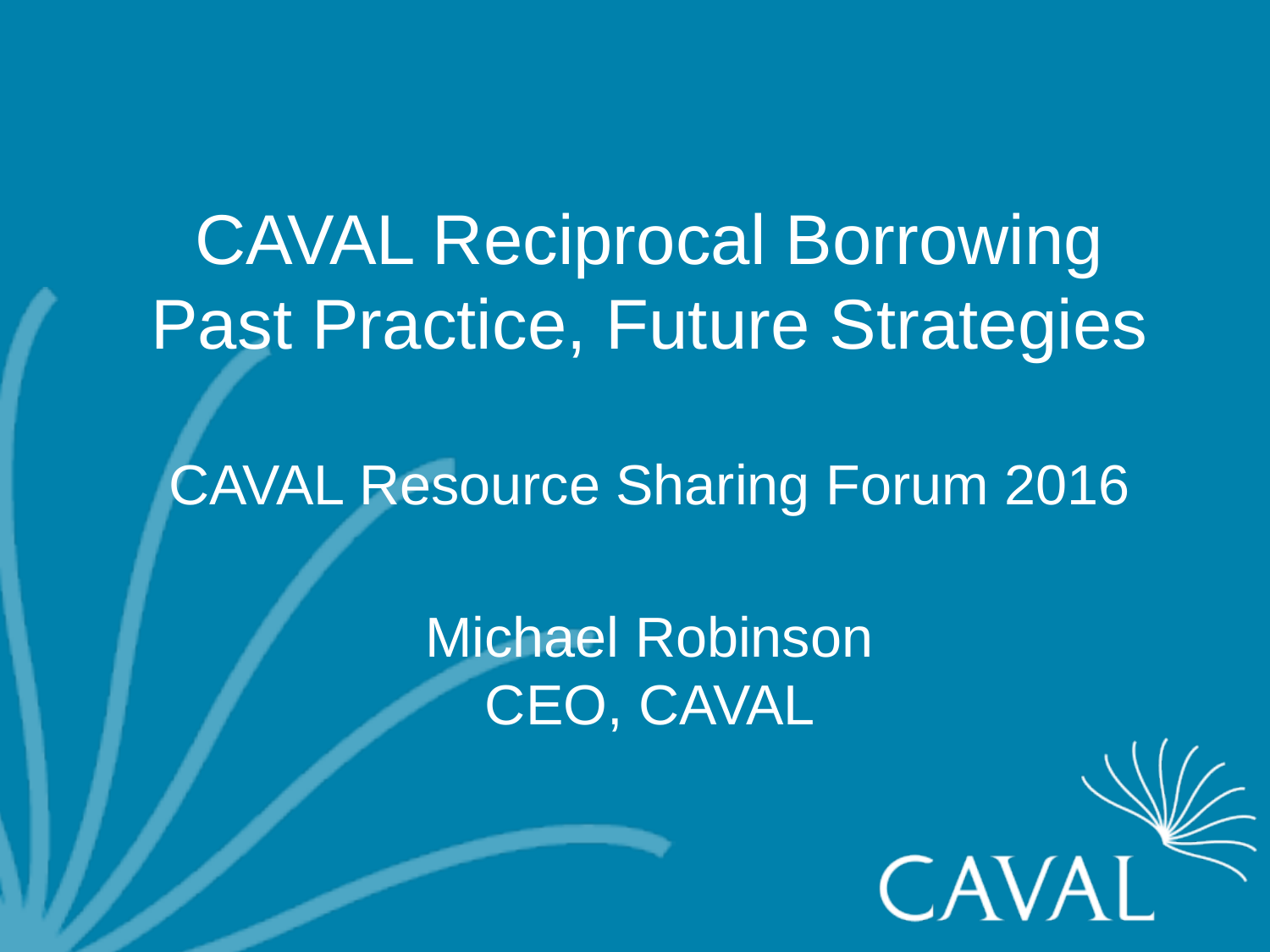# CAVAL Reciprocal Borrowing Past Practice, Future Strategies

CAVAL Resource Sharing Forum 2016

Michael Robinson
CEO, CAVAL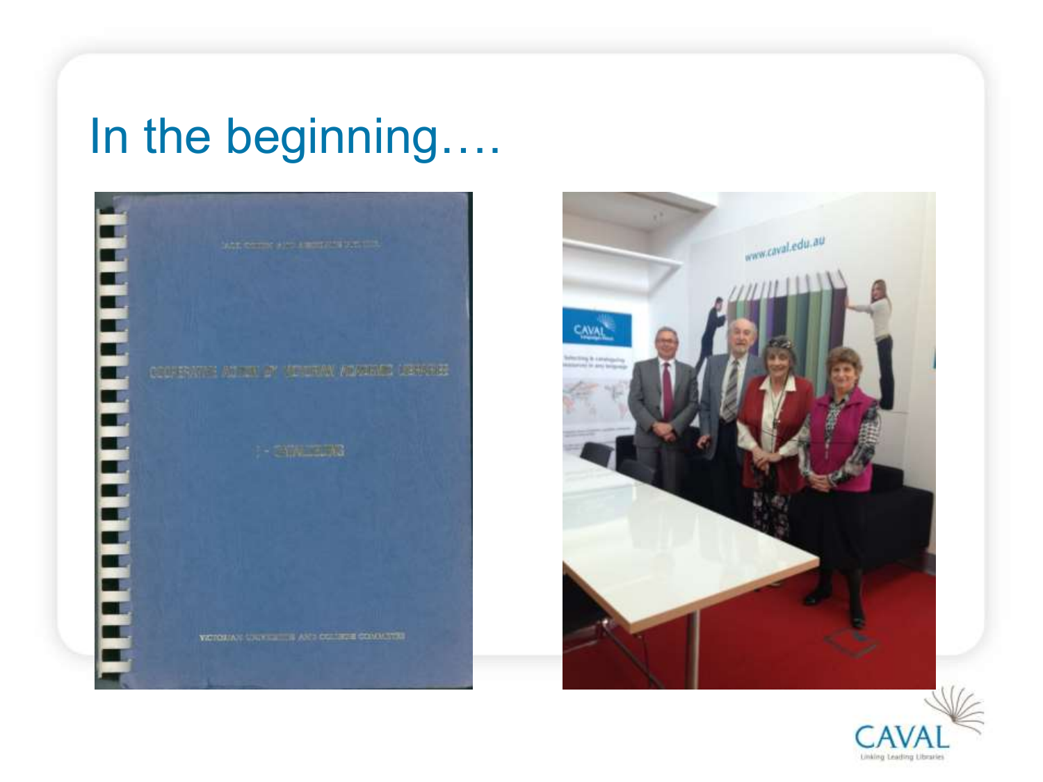# In the beginning….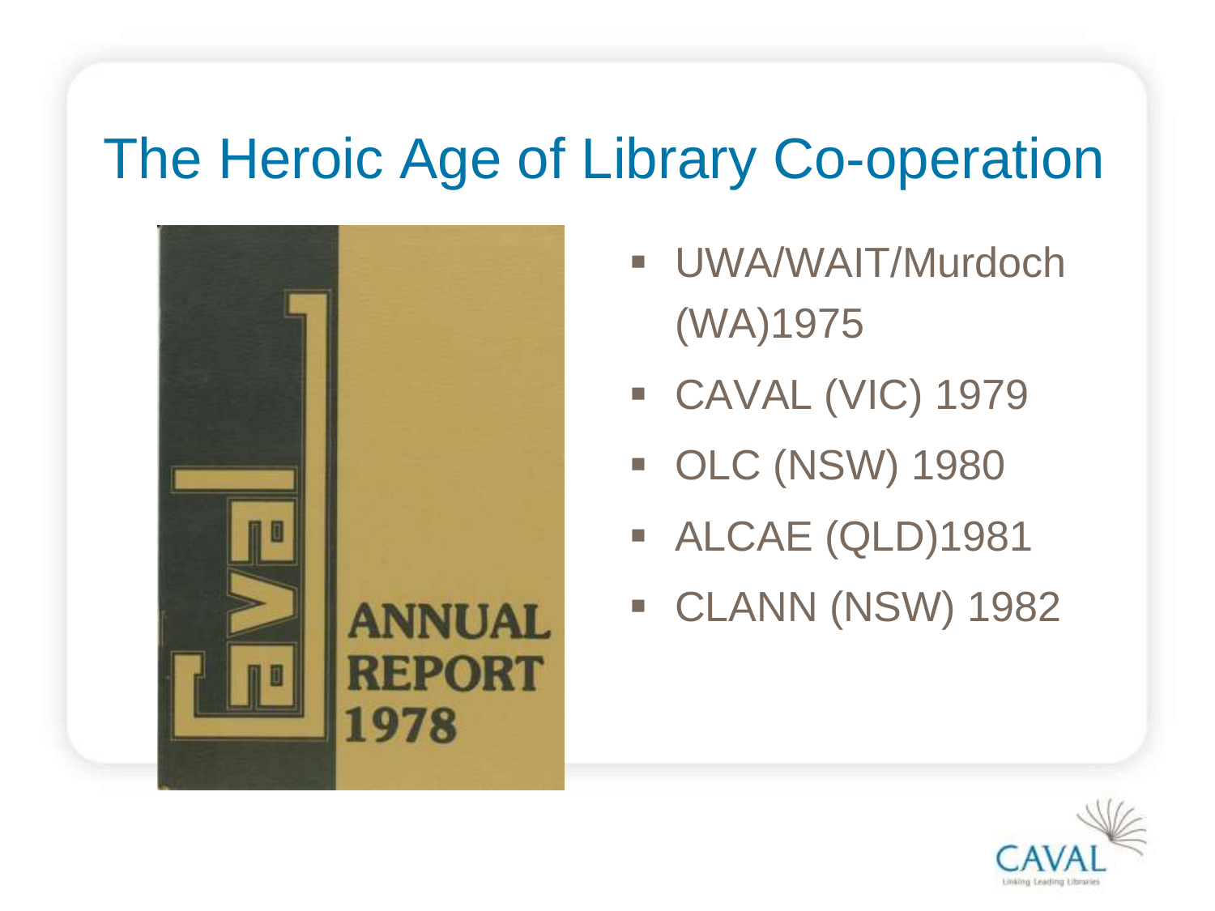# The Heroic Age of Library Co-operation

ANNUAL REPORT 1978

- UWA/WAIT/Murdoch (WA)1975
- CAVAL (VIC) 1979
- OLC (NSW) 1980
- ALCAE (QLD)1981
- CLANN (NSW) 1982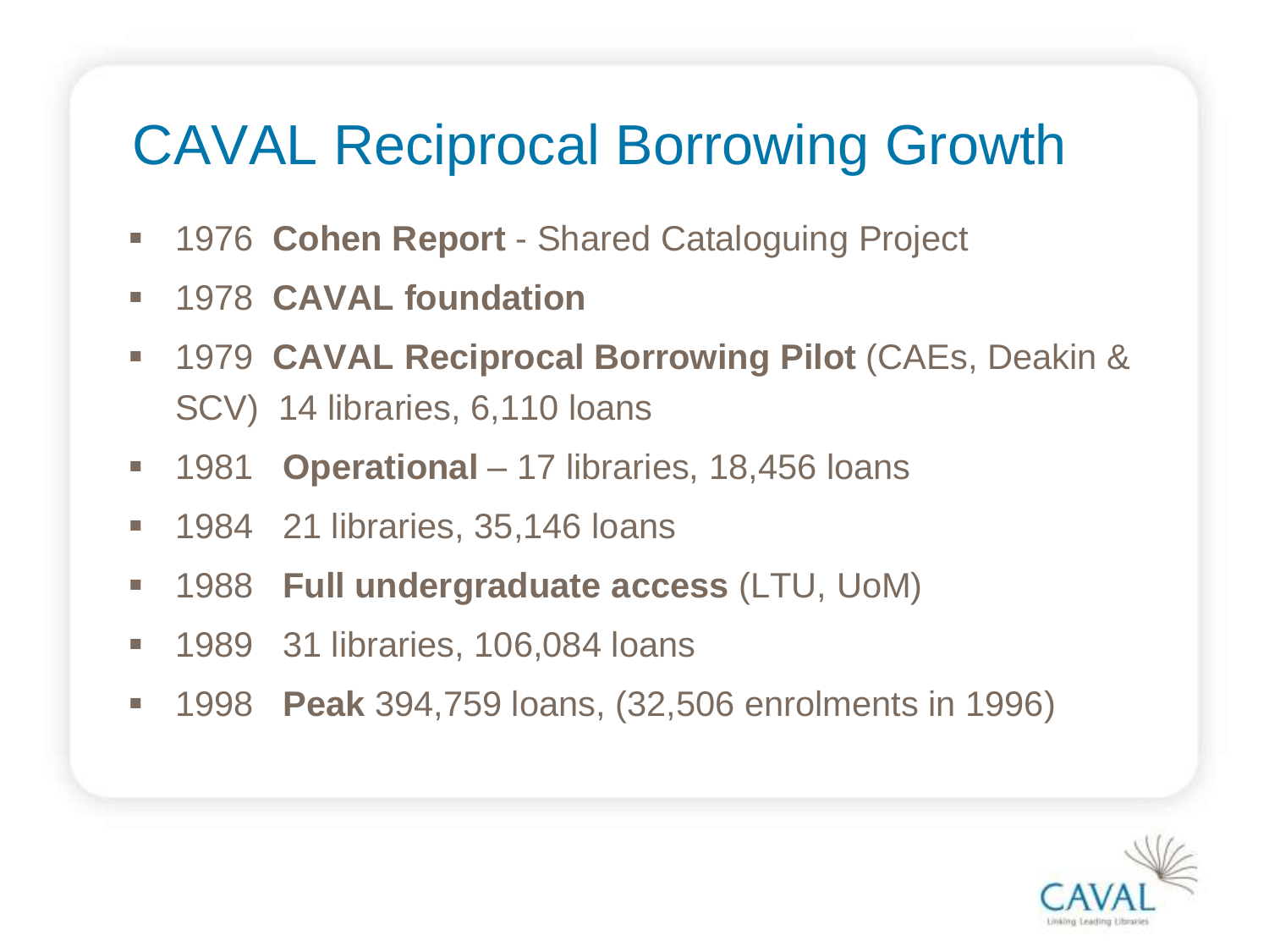# CAVAL Reciprocal Borrowing Growth

- 1976 **Cohen Report** - Shared Cataloguing Project
- 1978 **CAVAL foundation**
- 1979 **CAVAL Reciprocal Borrowing Pilot** (CAEs, Deakin & SCV) 14 libraries, 6,110 loans
- 1981 **Operational** – 17 libraries, 18,456 loans
- 1984 21 libraries, 35,146 loans
- 1988 **Full undergraduate access** (LTU, UoM)
- 1989 31 libraries, 106,084 loans
- 1998 **Peak** 394,759 loans, (32,506 enrolments in 1996)

CAVAL
Linking Leading Libraries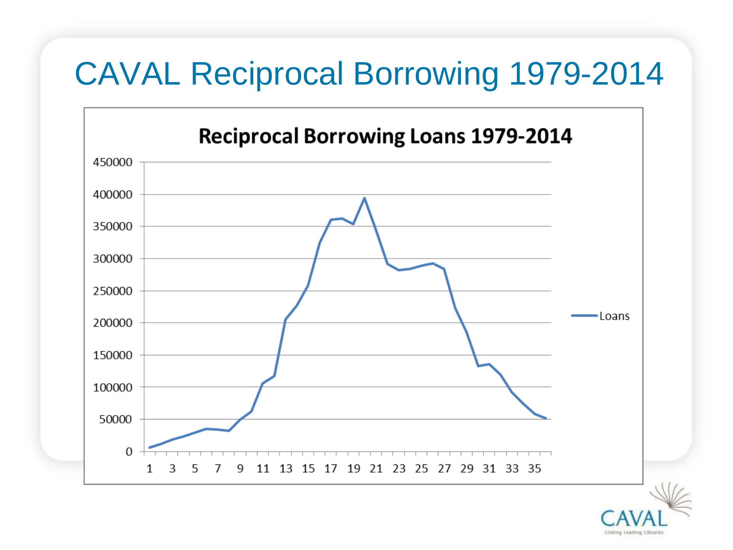# CAVAL Reciprocal Borrowing 1979-2014

**Reciprocal Borrowing Loans 1979-2014**

450000
400000
350000
300000
250000
200000
150000
100000
50000
0

1 3 5 7 9 11 13 15 17 19 21 23 25 27 29 31 33 35

Loans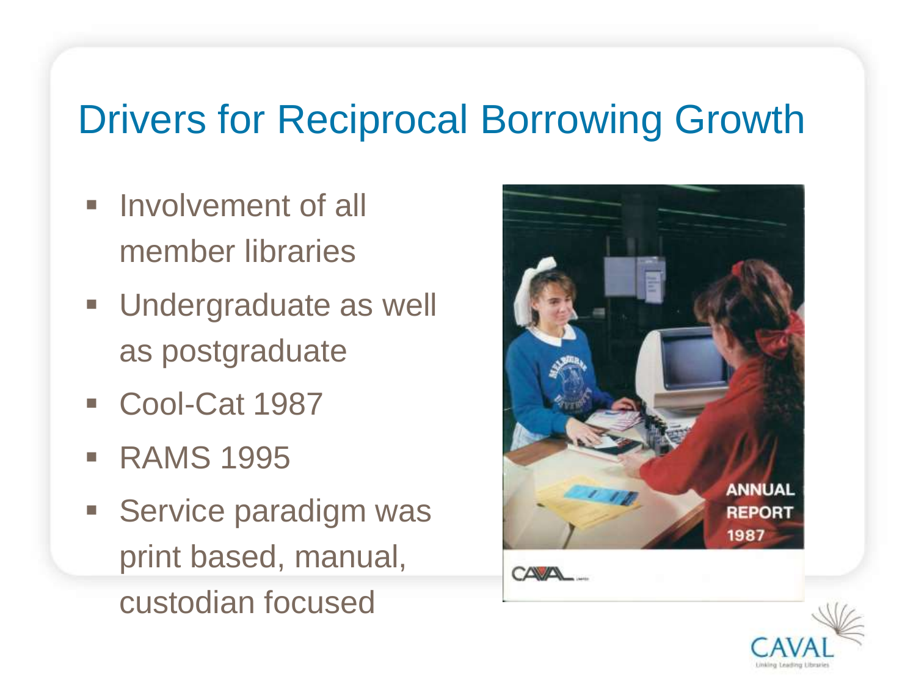# Drivers for Reciprocal Borrowing Growth

- Involvement of all member libraries
- Undergraduate as well as postgraduate
- Cool-Cat 1987
- RAMS 1995
- Service paradigm was print based, manual, custodian focused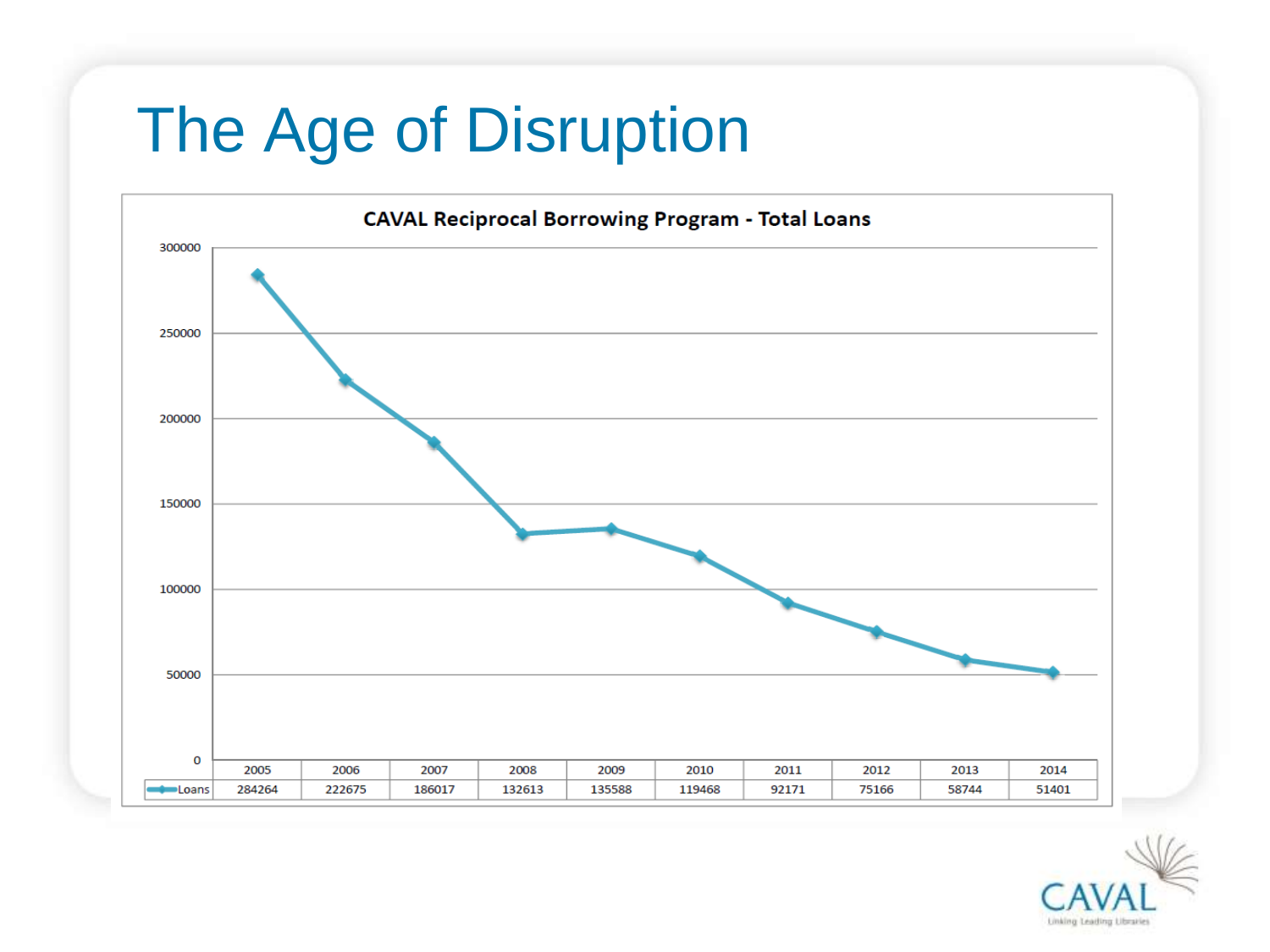# The Age of Disruption

**CAVAL Reciprocal Borrowing Program - Total Loans**

| | 2005 | 2006 | 2007 | 2008 | 2009 | 2010 | 2011 | 2012 | 2013 | 2014 |
|---|---|---|---|---|---|---|---|---|---|---|
| Loans | 284264 | 222675 | 186017 | 132613 | 135588 | 119468 | 92171 | 75166 | 58744 | 51401 |

CAVAL
Linking Leading Libraries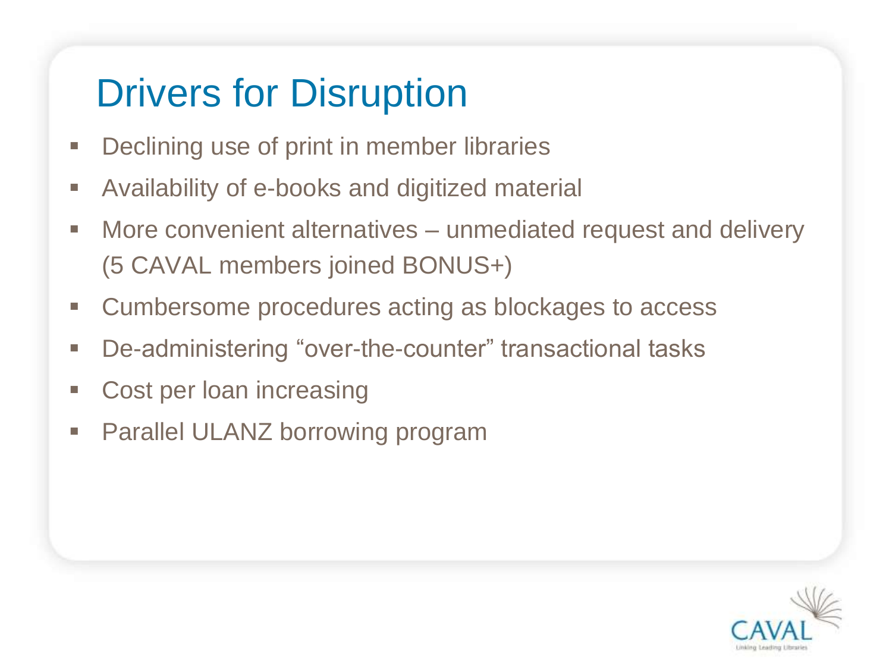# Drivers for Disruption

- Declining use of print in member libraries
- Availability of e-books and digitized material
- More convenient alternatives – unmediated request and delivery (5 CAVAL members joined BONUS+)
- Cumbersome procedures acting as blockages to access
- De-administering "over-the-counter" transactional tasks
- Cost per loan increasing
- Parallel ULANZ borrowing program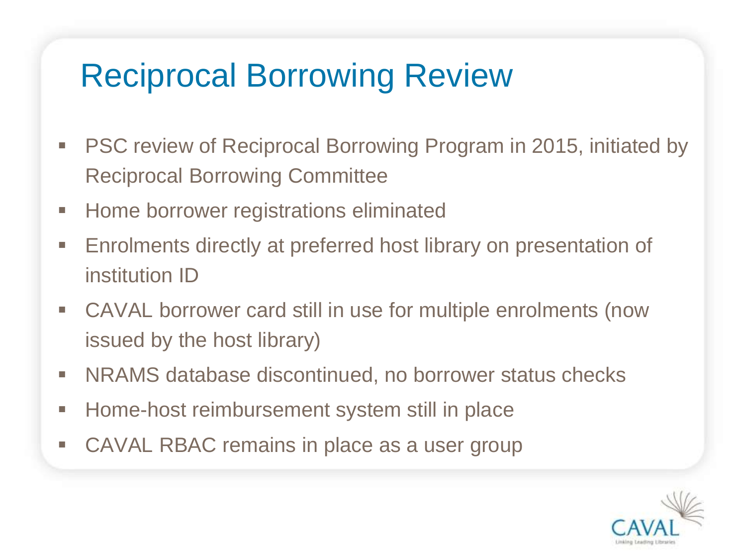# Reciprocal Borrowing Review

- PSC review of Reciprocal Borrowing Program in 2015, initiated by Reciprocal Borrowing Committee
- Home borrower registrations eliminated
- Enrolments directly at preferred host library on presentation of institution ID
- CAVAL borrower card still in use for multiple enrolments (now issued by the host library)
- NRAMS database discontinued, no borrower status checks
- Home-host reimbursement system still in place
- CAVAL RBAC remains in place as a user group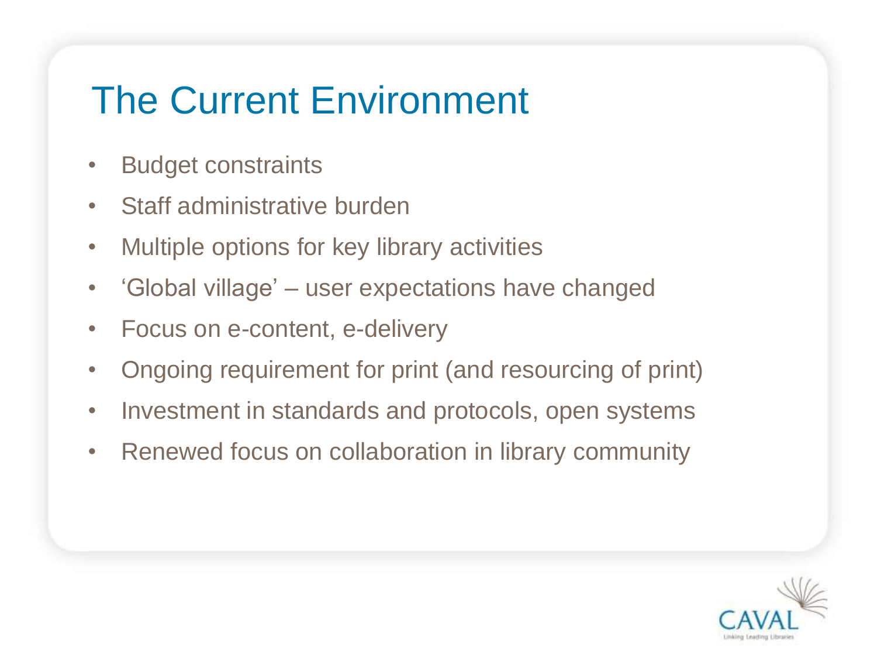# The Current Environment

- Budget constraints
- Staff administrative burden
- Multiple options for key library activities
- 'Global village' – user expectations have changed
- Focus on e-content, e-delivery
- Ongoing requirement for print (and resourcing of print)
- Investment in standards and protocols, open systems
- Renewed focus on collaboration in library community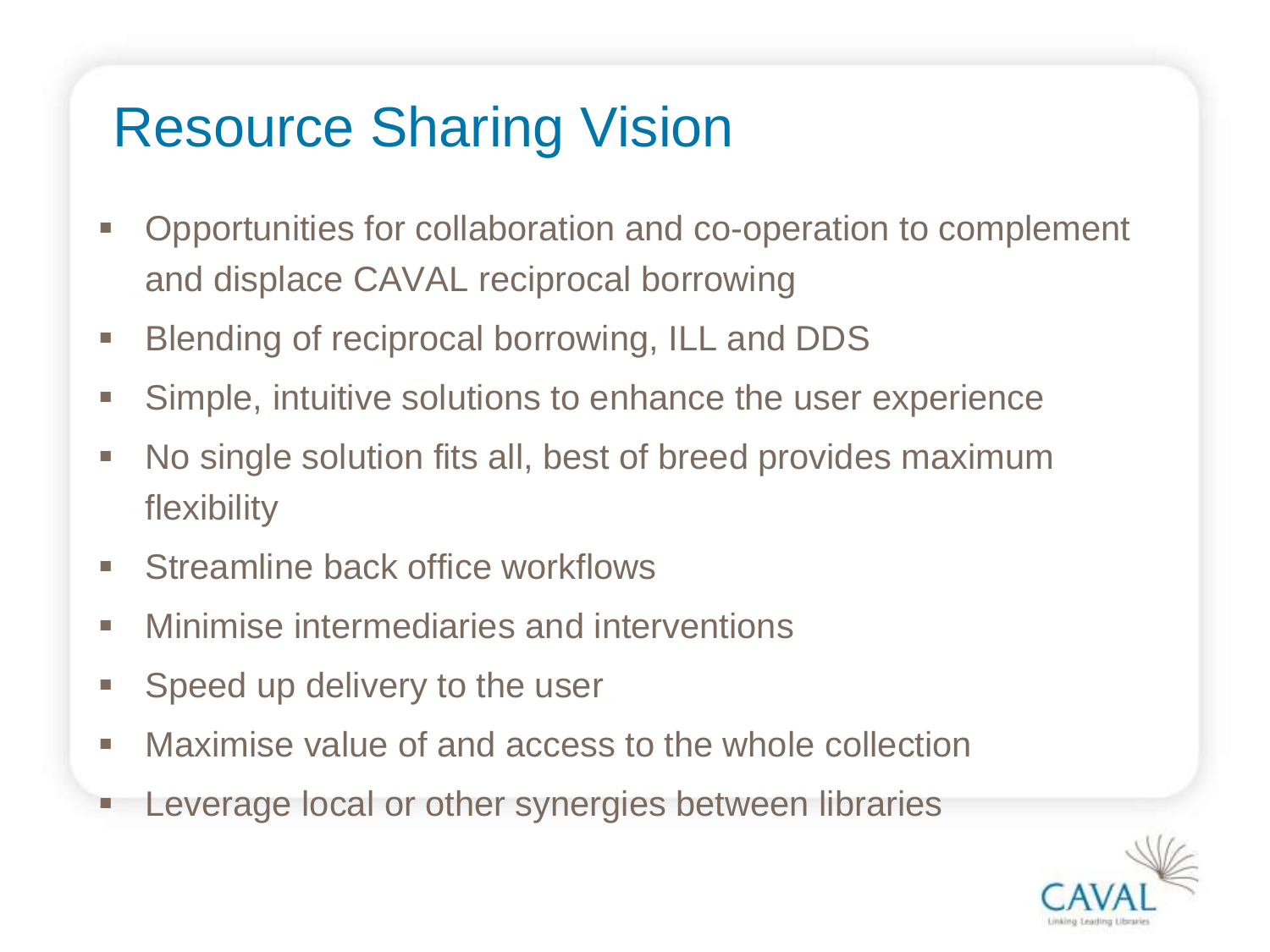# Resource Sharing Vision

- Opportunities for collaboration and co-operation to complement and displace CAVAL reciprocal borrowing
- Blending of reciprocal borrowing, ILL and DDS
- Simple, intuitive solutions to enhance the user experience
- No single solution fits all, best of breed provides maximum flexibility
- Streamline back office workflows
- Minimise intermediaries and interventions
- Speed up delivery to the user
- Maximise value of and access to the whole collection
- Leverage local or other synergies between libraries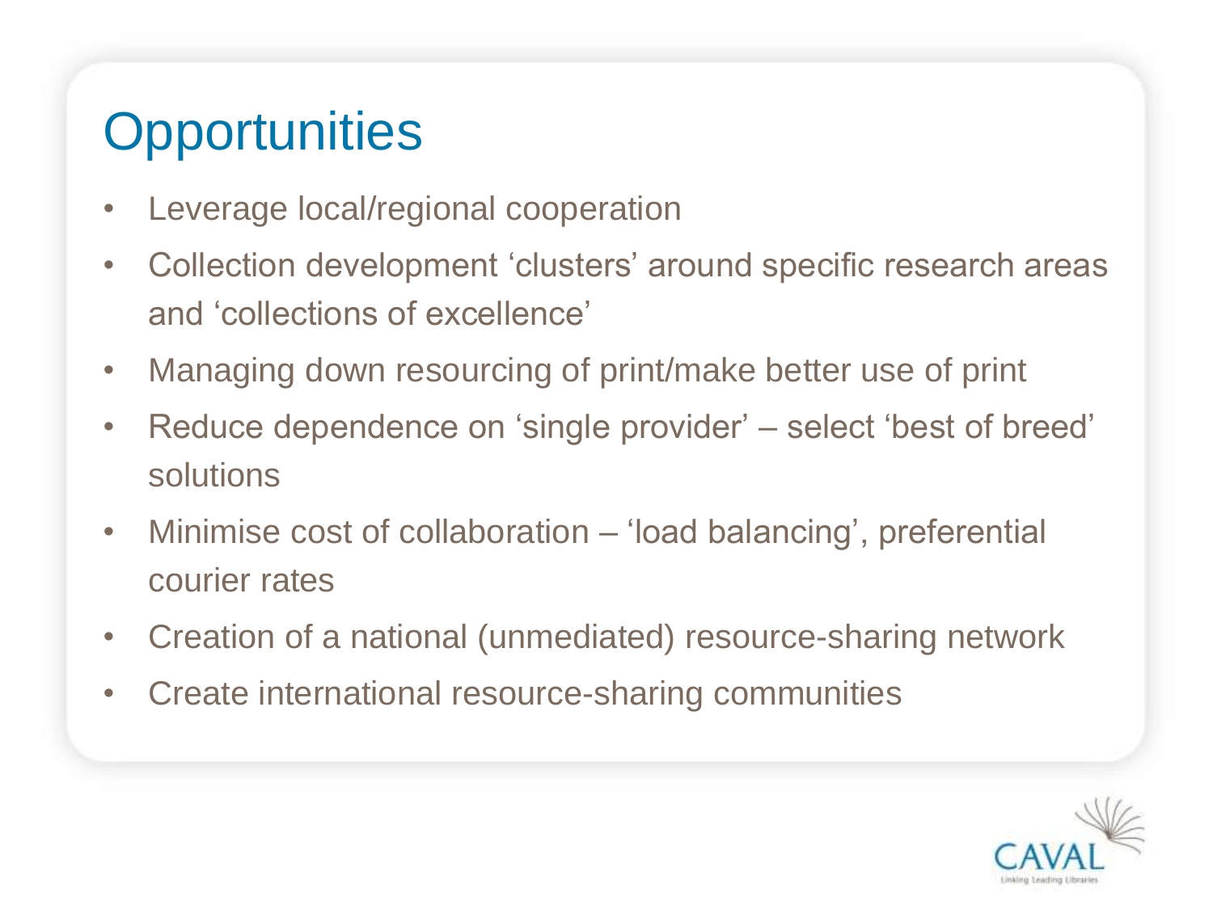# Opportunities

- Leverage local/regional cooperation
- Collection development ‘clusters’ around specific research areas and ‘collections of excellence’
- Managing down resourcing of print/make better use of print
- Reduce dependence on ‘single provider’ – select ‘best of breed’ solutions
- Minimise cost of collaboration – ‘load balancing’, preferential courier rates
- Creation of a national (unmediated) resource-sharing network
- Create international resource-sharing communities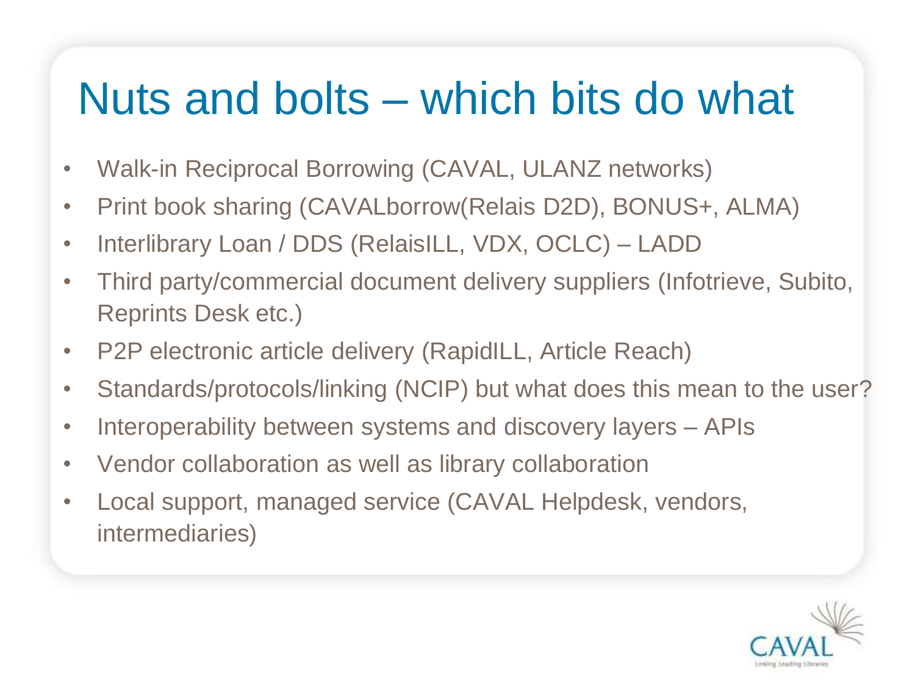# Nuts and bolts – which bits do what

- Walk-in Reciprocal Borrowing (CAVAL, ULANZ networks)
- Print book sharing (CAVALborrow(Relais D2D), BONUS+, ALMA)
- Interlibrary Loan / DDS (RelaisILL, VDX, OCLC) – LADD
- Third party/commercial document delivery suppliers (Infotrieve, Subito, Reprints Desk etc.)
- P2P electronic article delivery (RapidILL, Article Reach)
- Standards/protocols/linking (NCIP) but what does this mean to the user?
- Interoperability between systems and discovery layers – APIs
- Vendor collaboration as well as library collaboration
- Local support, managed service (CAVAL Helpdesk, vendors, intermediaries)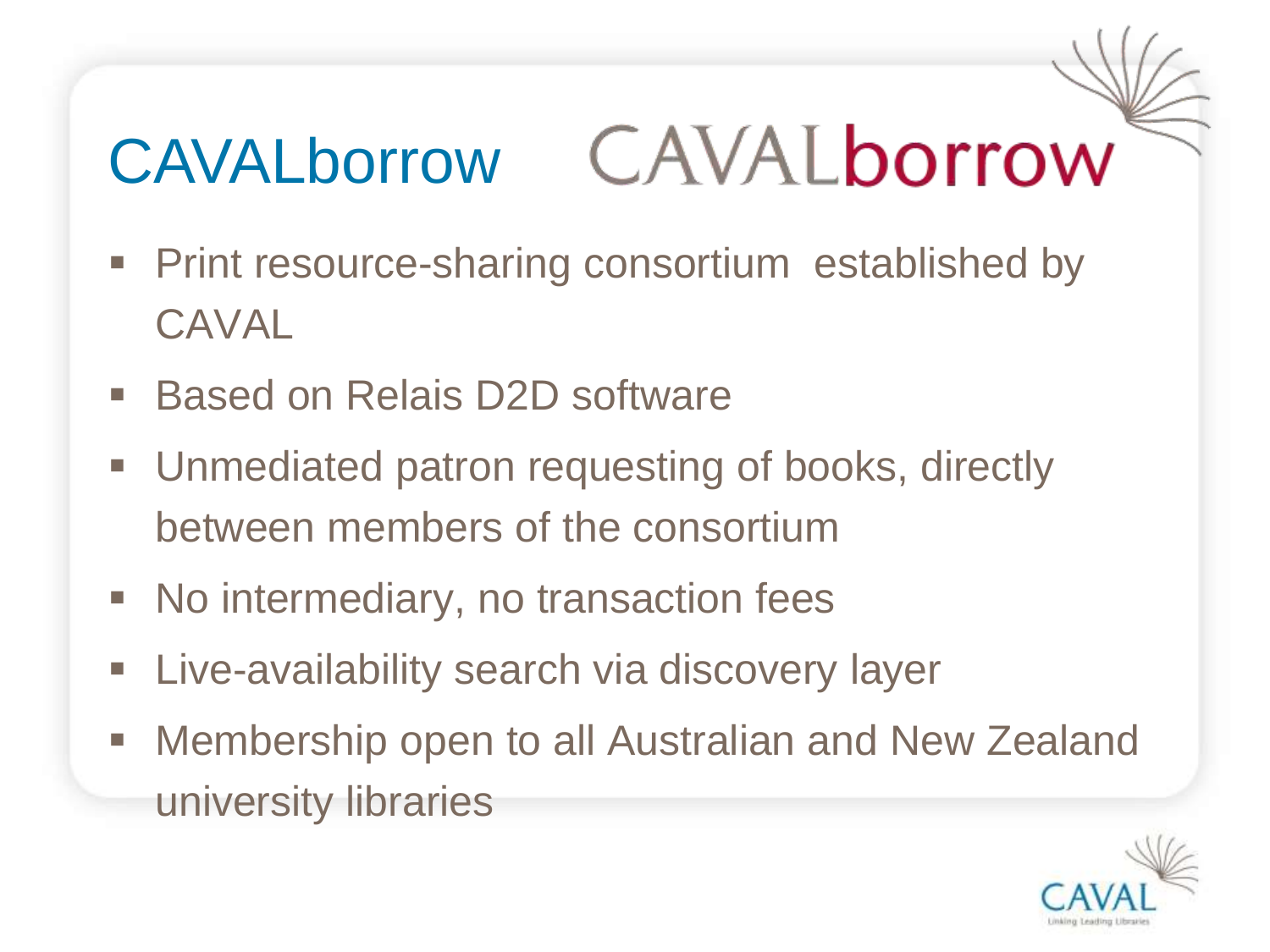# CAVALborrow

- Print resource-sharing consortium established by CAVAL
- Based on Relais D2D software
- Unmediated patron requesting of books, directly between members of the consortium
- No intermediary, no transaction fees
- Live-availability search via discovery layer
- Membership open to all Australian and New Zealand university libraries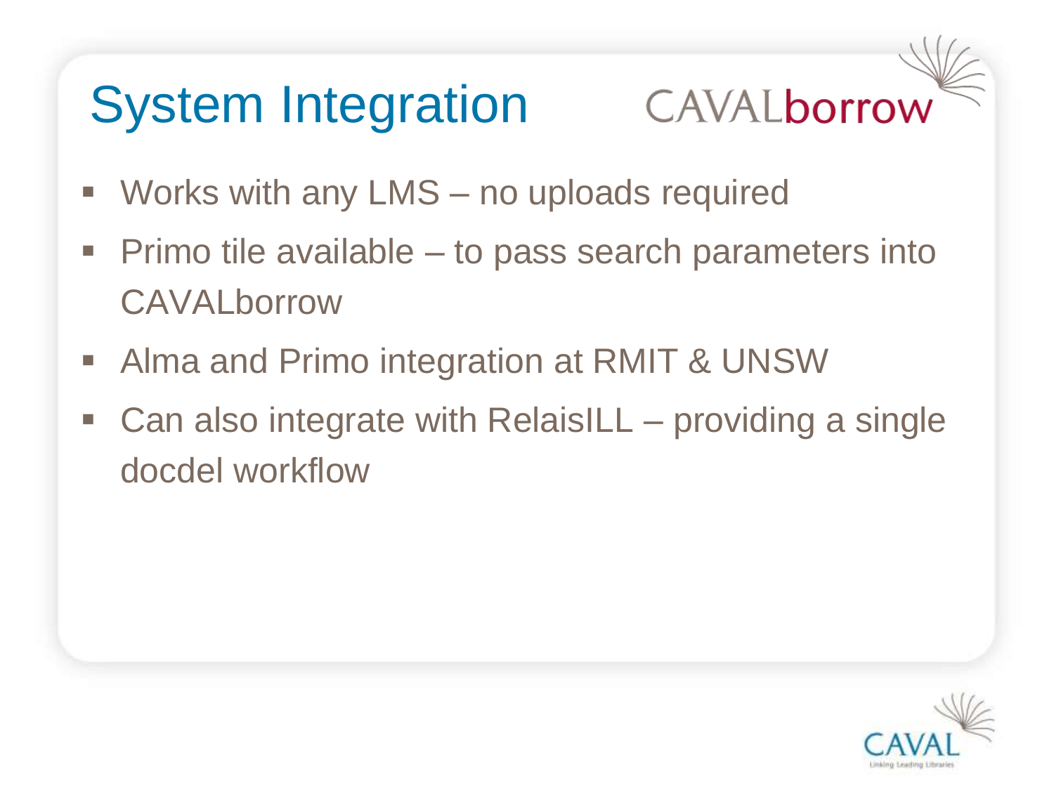# System Integration

CAVALborrow

- Works with any LMS – no uploads required
- Primo tile available – to pass search parameters into CAVALborrow
- Alma and Primo integration at RMIT & UNSW
- Can also integrate with RelaisILL – providing a single docdel workflow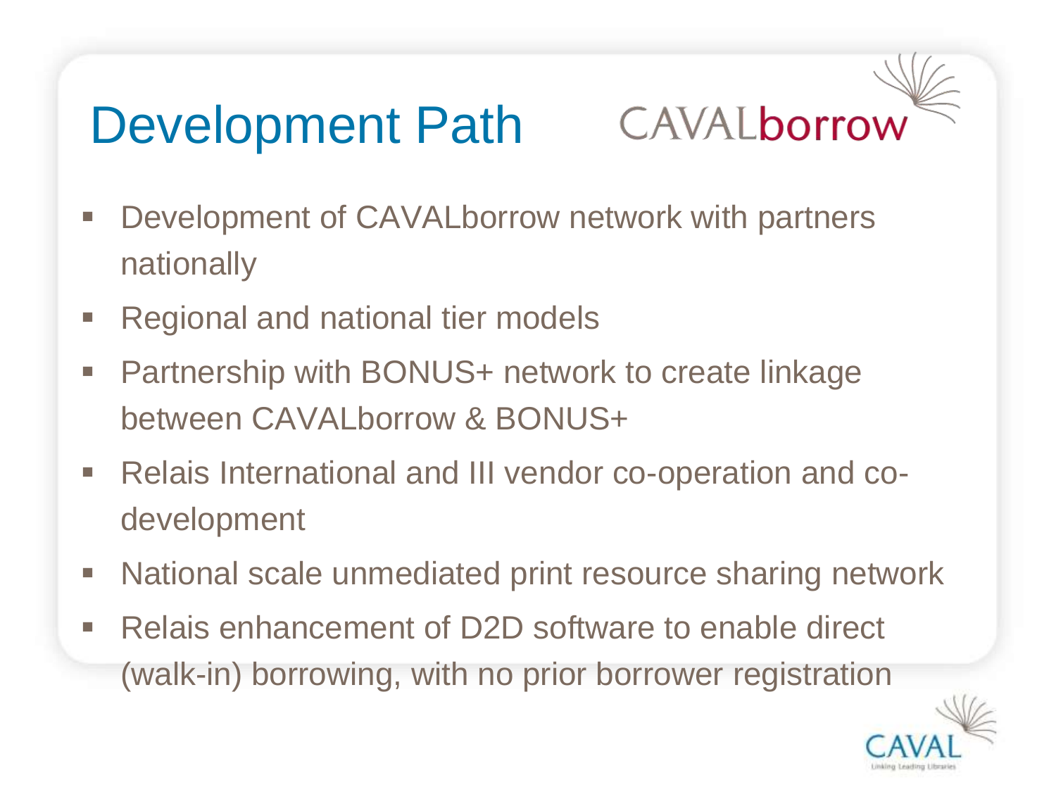# Development Path

CAVALborrow

- Development of CAVALborrow network with partners nationally
- Regional and national tier models
- Partnership with BONUS+ network to create linkage between CAVALborrow & BONUS+
- Relais International and III vendor co-operation and co-development
- National scale unmediated print resource sharing network
- Relais enhancement of D2D software to enable direct (walk-in) borrowing, with no prior borrower registration

CAVAL Linking Leading Libraries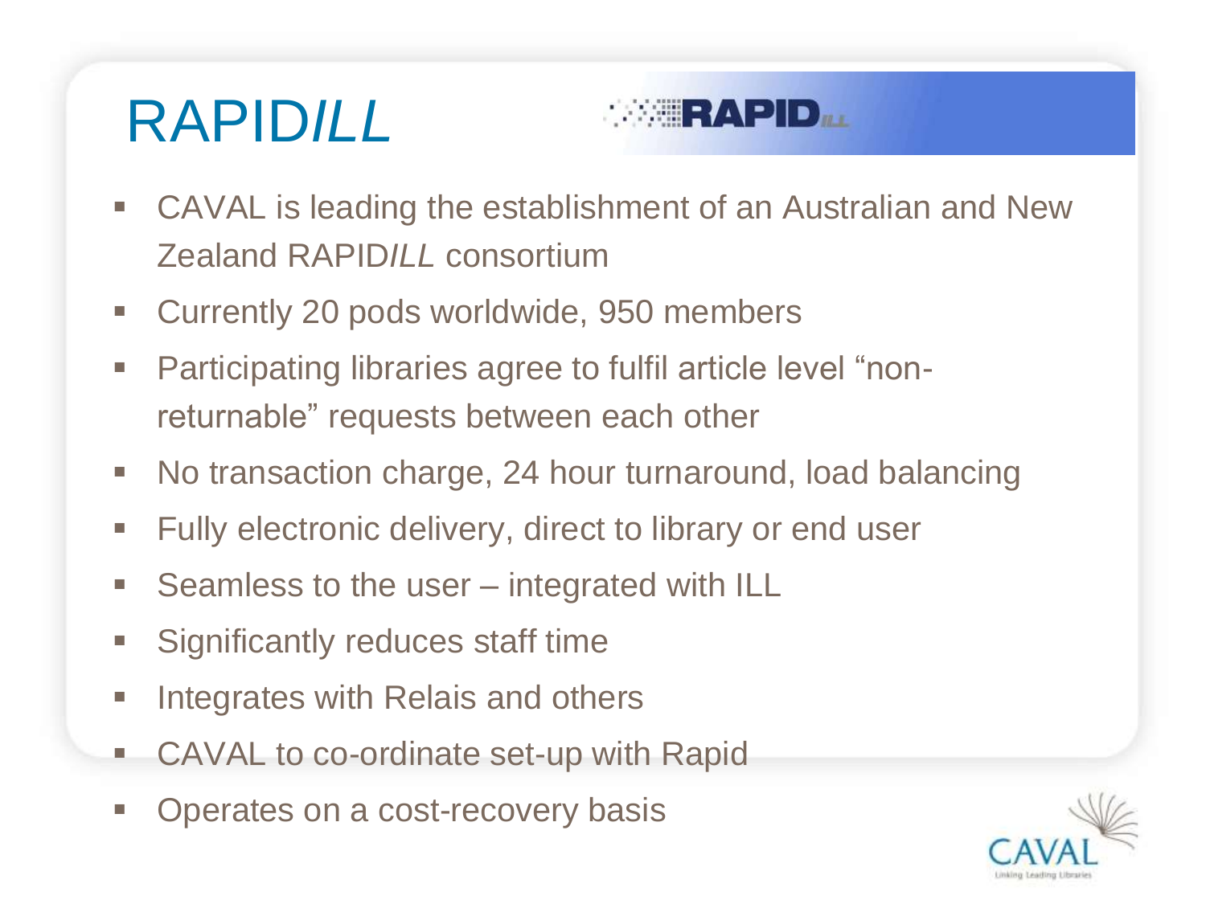# RAPID*ILL*

- CAVAL is leading the establishment of an Australian and New Zealand RAPID*ILL* consortium
- Currently 20 pods worldwide, 950 members
- Participating libraries agree to fulfil article level "non-returnable" requests between each other
- No transaction charge, 24 hour turnaround, load balancing
- Fully electronic delivery, direct to library or end user
- Seamless to the user – integrated with ILL
- Significantly reduces staff time
- Integrates with Relais and others
- CAVAL to co-ordinate set-up with Rapid
- Operates on a cost-recovery basis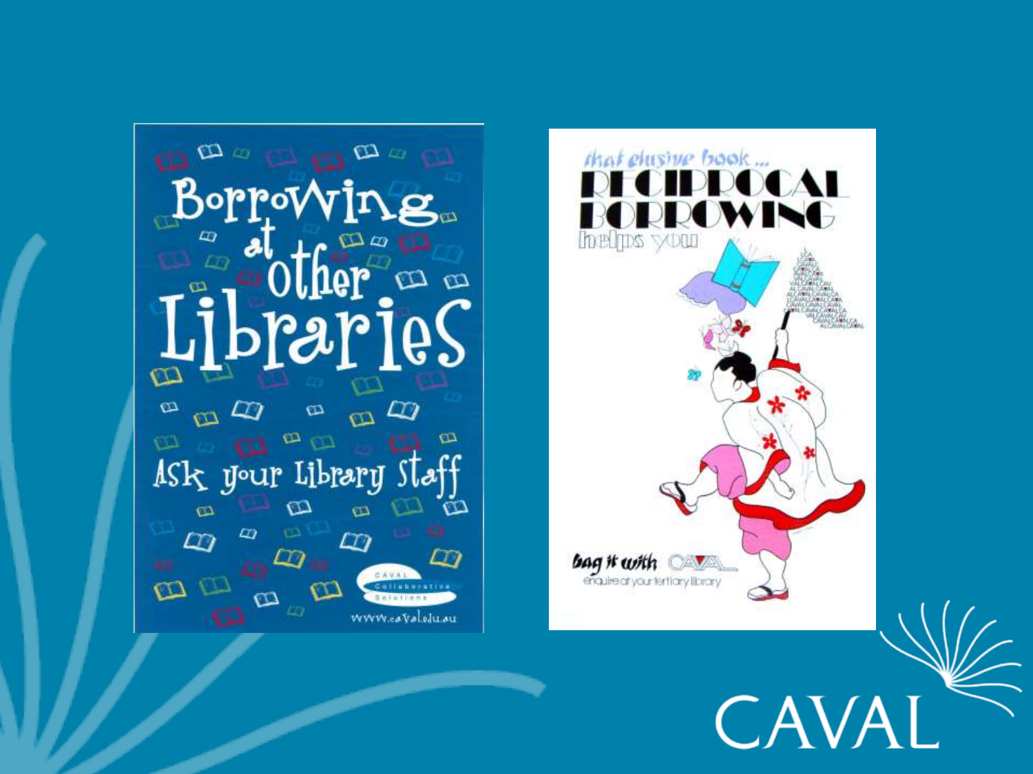Borrowing at other Libraries

Ask your Library Staff

CAVAL Collaborative Solutions

www.caval.edu.au

that elusive book ...

RECIPROCAL BORROWING helps you

bag it with CAVAL

enquire at your tertiary library

CAVAL